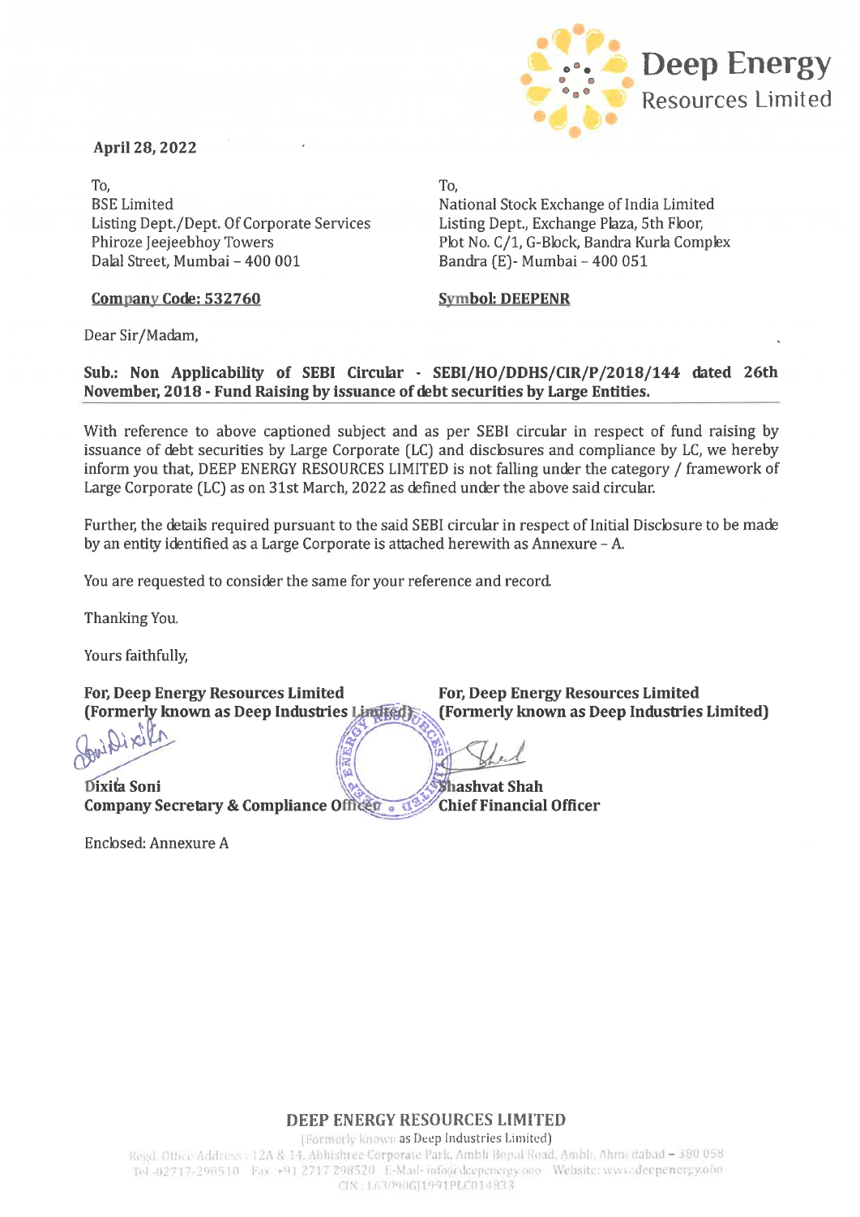**Deep Energy Resources Limited**

**April 28, 2022**

To,
BSE Limited
Listing Dept./Dept. Of Corporate Services
Phiroze Jeejeebhoy Towers
Dalal Street, Mumbai – 400 001

**Company Code: 532760**

To,
National Stock Exchange of India Limited
Listing Dept., Exchange Plaza, 5th Floor,
Plot No. C/1, G-Block, Bandra Kurla Complex
Bandra (E)- Mumbai – 400 051

**Symbol: DEEPENR**

Dear Sir/Madam,

**Sub.: Non Applicability of SEBI Circular - SEBI/HO/DDHS/CIR/P/2018/144 dated 26th November, 2018 - Fund Raising by issuance of debt securities by Large Entities.**

With reference to above captioned subject and as per SEBI circular in respect of fund raising by issuance of debt securities by Large Corporate (LC) and disclosures and compliance by LC, we hereby inform you that, DEEP ENERGY RESOURCES LIMITED is not falling under the category / framework of Large Corporate (LC) as on 31st March, 2022 as defined under the above said circular.

Further, the details required pursuant to the said SEBI circular in respect of Initial Disclosure to be made by an entity identified as a Large Corporate is attached herewith as Annexure – A.

You are requested to consider the same for your reference and record.

Thanking You.

Yours faithfully,

**For, Deep Energy Resources Limited**
**(Formerly known as Deep Industries Limited)**

**Dixita Soni**
**Company Secretary & Compliance Officer**

**For, Deep Energy Resources Limited**
**(Formerly known as Deep Industries Limited)**

**Shashvat Shah**
**Chief Financial Officer**

Enclosed: Annexure A

**DEEP ENERGY RESOURCES LIMITED**
(Formerly known as Deep Industries Limited)
Regd. Office Address : 12A & 14, Abhishree Corporate Park, Ambli Bopal Road, Ambli, Ahmedabad – 380 058
Tel -02717-298510 Fax :+91 2717 298520 E-Mail- info@deepenergy.ooo Website: www.deepenergy.ooo
CIN : L63090GJ1991PLC014833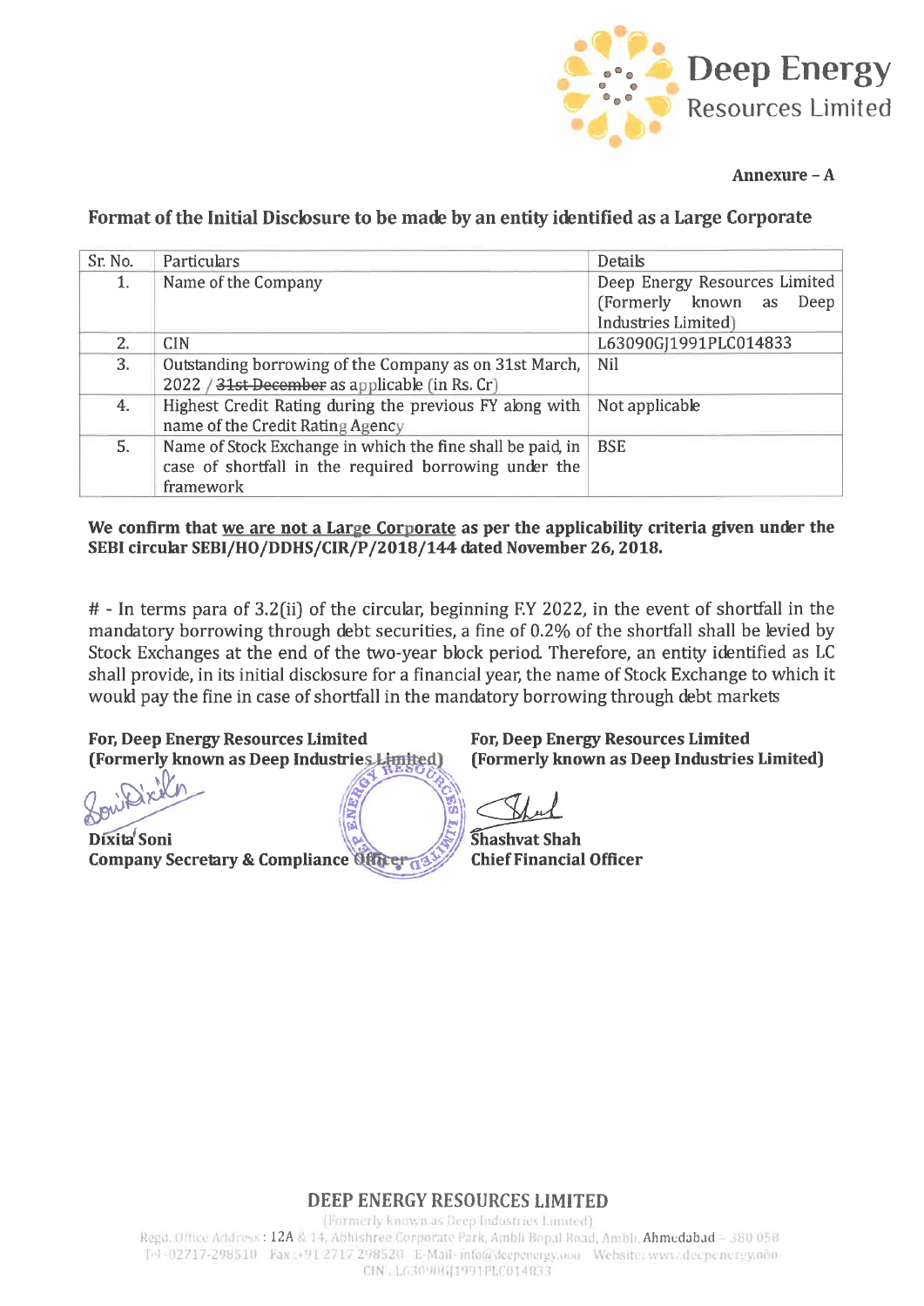**Annexure – A**

## Format of the Initial Disclosure to be made by an entity identified as a Large Corporate

| Sr. No. | Particulars | Details |
|---|---|---|
| 1. | Name of the Company | Deep Energy Resources Limited (Formerly known as Deep Industries Limited) |
| 2. | CIN | L63090GJ1991PLC014833 |
| 3. | Outstanding borrowing of the Company as on 31st March, 2022 / ~~31st December~~ as applicable (in Rs. Cr) | Nil |
| 4. | Highest Credit Rating during the previous FY along with name of the Credit Rating Agency | Not applicable |
| 5. | Name of Stock Exchange in which the fine shall be paid, in case of shortfall in the required borrowing under the framework | BSE |

**We confirm that <u>we are not a Large Corporate</u> as per the applicability criteria given under the SEBI circular SEBI/HO/DDHS/CIR/P/2018/144 dated November 26, 2018.**

# - In terms para of 3.2(ii) of the circular, beginning F.Y 2022, in the event of shortfall in the mandatory borrowing through debt securities, a fine of 0.2% of the shortfall shall be levied by Stock Exchanges at the end of the two-year block period. Therefore, an entity identified as LC shall provide, in its initial disclosure for a financial year, the name of Stock Exchange to which it would pay the fine in case of shortfall in the mandatory borrowing through debt markets

**For, Deep Energy Resources Limited**
**(Formerly known as Deep Industries Limited)**

**Dixita Soni**
**Company Secretary & Compliance Officer**

**For, Deep Energy Resources Limited**
**(Formerly known as Deep Industries Limited)**

**Shashvat Shah**
**Chief Financial Officer**

DEEP ENERGY RESOURCES LIMITED
(Formerly known as Deep Industries Limited)
Regd. Office Address: 12A & 14, Abhishree Corporate Park, Ambli Bopal Road, Ambli, Ahmedabad – 380 058
Tel -02717-298510 Fax :+91 2717 298520 E-Mail- info@deepenergy.ooo Website: www.deepenergy.ooo
CIN : L63090GJ1991PLC014833